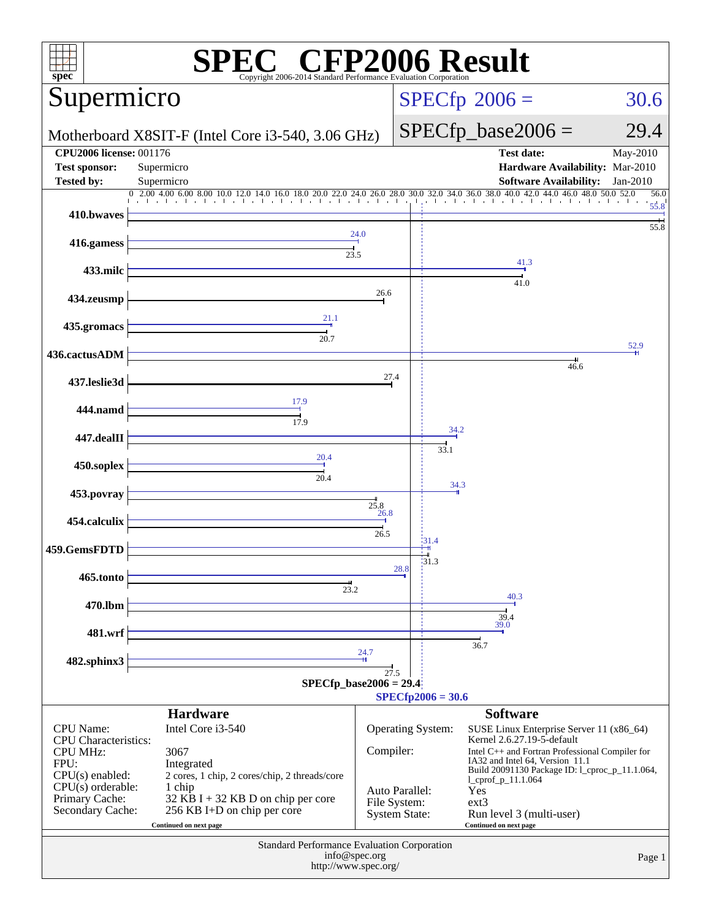# SPEC CFP2006 Result

Copyright 2006-2014 Standard Performance Evaluation Corporation

## Supermicro

Motherboard X8SIT-F (Intel Core i3-540, 3.06 GHz)

SPECfp 2006 = 30.6

SPECfp_base2006 = 29.4

| | | | |
|---|---|---|---|
| **CPU2006 license:** 001176 | | **Test date:** | May-2010 |
| **Test sponsor:** | Supermicro | **Hardware Availability:** | Mar-2010 |
| **Tested by:** | Supermicro | **Software Availability:** | Jan-2010 |

| Benchmark | Peak | Base |
|---|---|---|
| 410.bwaves | 55.8 | 55.8 |
| 416.gamess | 24.0 | 23.5 |
| 433.milc | 41.3 | 41.0 |
| 434.zeusmp | | 26.6 |
| 435.gromacs | 21.1 | 20.7 |
| 436.cactusADM | 52.9 | 46.6 |
| 437.leslie3d | | 27.4 |
| 444.namd | 17.9 | 17.9 |
| 447.dealII | 34.2 | 33.1 |
| 450.soplex | 20.4 | 20.4 |
| 453.povray | 34.3 | 25.8 |
| 454.calculix | 26.8 | 26.5 |
| 459.GemsFDTD | 31.4 | 31.3 |
| 465.tonto | 28.8 | 23.2 |
| 470.lbm | 40.3 | 39.4 |
| 481.wrf | 39.0 | 36.7 |
| 482.sphinx3 | 24.7 | 27.5 |

SPECfp_base2006 = 29.4

SPECfp2006 = 30.6

### Hardware

| | |
|---|---|
| CPU Name: | Intel Core i3-540 |
| CPU Characteristics: | |
| CPU MHz: | 3067 |
| FPU: | Integrated |
| CPU(s) enabled: | 2 cores, 1 chip, 2 cores/chip, 2 threads/core |
| CPU(s) orderable: | 1 chip |
| Primary Cache: | 32 KB I + 32 KB D on chip per core |
| Secondary Cache: | 256 KB I+D on chip per core |

Continued on next page

### Software

| | |
|---|---|
| Operating System: | SUSE Linux Enterprise Server 11 (x86_64) Kernel 2.6.27.19-5-default |
| Compiler: | Intel C++ and Fortran Professional Compiler for IA32 and Intel 64, Version 11.1 Build 20091130 Package ID: l_cproc_p_11.1.064, l_cprof_p_11.1.064 |
| Auto Parallel: | Yes |
| File System: | ext3 |
| System State: | Run level 3 (multi-user) |

Continued on next page

Standard Performance Evaluation Corporation
info@spec.org
http://www.spec.org/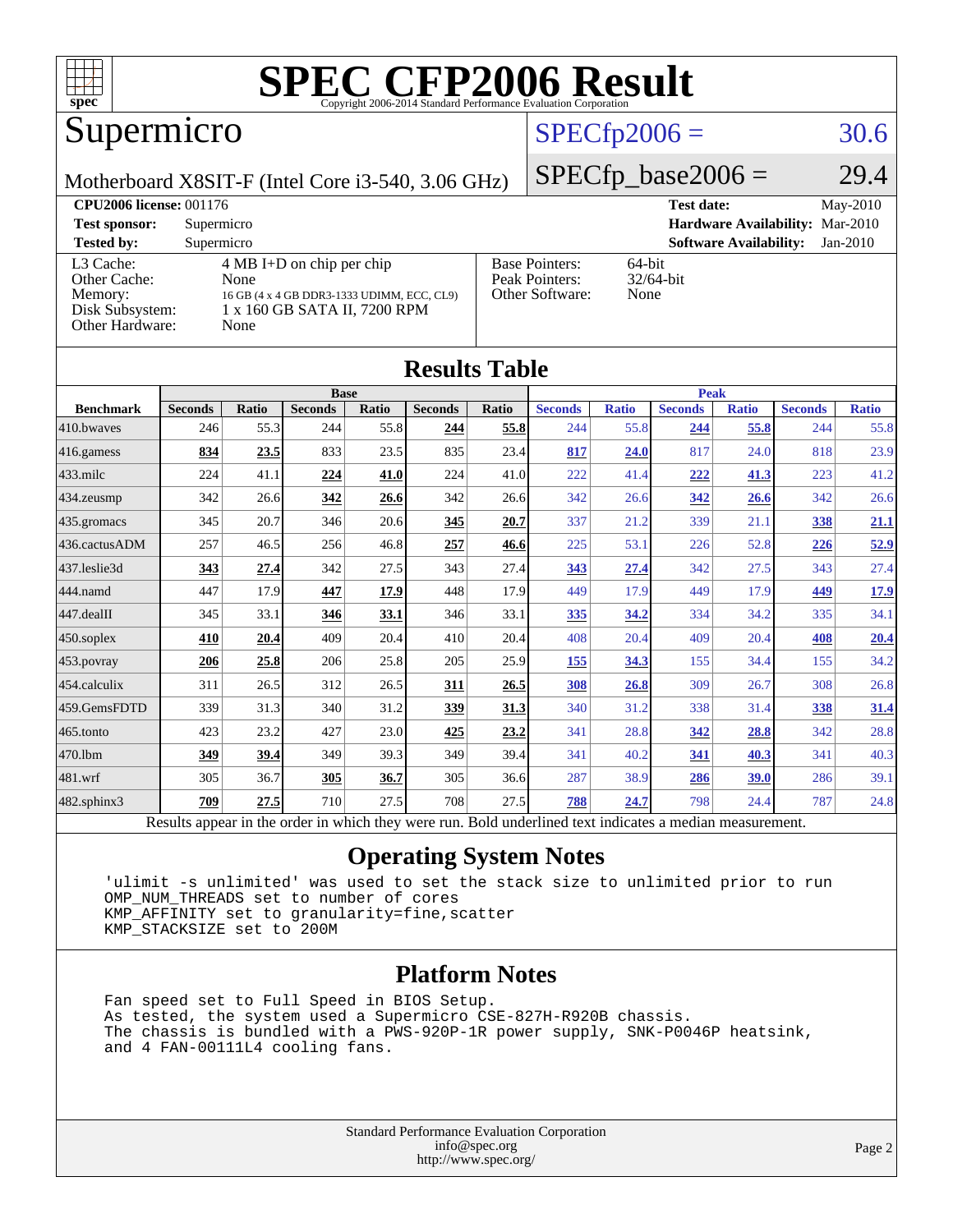# SPEC CFP2006 Result

Copyright 2006-2014 Standard Performance Evaluation Corporation

## Supermicro

Motherboard X8SIT-F (Intel Core i3-540, 3.06 GHz)

SPECfp2006 = 30.6

SPECfp_base2006 = 29.4

| | | | |
|---|---|---|---|
| **CPU2006 license:** 001176 | | **Test date:** | May-2010 |
| **Test sponsor:** | Supermicro | **Hardware Availability:** | Mar-2010 |
| **Tested by:** | Supermicro | **Software Availability:** | Jan-2010 |

| | | | |
|---|---|---|---|
| L3 Cache: | 4 MB I+D on chip per chip | Base Pointers: | 64-bit |
| Other Cache: | None | Peak Pointers: | 32/64-bit |
| Memory: | 16 GB (4 x 4 GB DDR3-1333 UDIMM, ECC, CL9) | Other Software: | None |
| Disk Subsystem: | 1 x 160 GB SATA II, 7200 RPM | | |
| Other Hardware: | None | | |

## Results Table

| Benchmark | Base | | | | | | Peak | | | | | |
|---|---|---|---|---|---|---|---|---|---|---|---|---|
| | Seconds | Ratio | Seconds | Ratio | Seconds | Ratio | Seconds | Ratio | Seconds | Ratio | Seconds | Ratio |
| 410.bwaves | 246 | 55.3 | 244 | 55.8 | **244** | **55.8** | 244 | 55.8 | **244** | **55.8** | 244 | 55.8 |
| 416.gamess | **834** | **23.5** | 833 | 23.5 | 835 | 23.4 | **817** | **24.0** | 817 | 24.0 | 818 | 23.9 |
| 433.milc | 224 | 41.1 | **224** | **41.0** | 224 | 41.0 | 222 | 41.4 | **222** | **41.3** | 223 | 41.2 |
| 434.zeusmp | 342 | 26.6 | **342** | **26.6** | 342 | 26.6 | 342 | 26.6 | **342** | **26.6** | 342 | 26.6 |
| 435.gromacs | 345 | 20.7 | 346 | 20.6 | **345** | **20.7** | 337 | 21.2 | 339 | 21.1 | **338** | **21.1** |
| 436.cactusADM | 257 | 46.5 | 256 | 46.8 | **257** | **46.6** | 225 | 53.1 | 226 | 52.8 | **226** | **52.9** |
| 437.leslie3d | **343** | **27.4** | 342 | 27.5 | 343 | 27.4 | **343** | **27.4** | 342 | 27.5 | 343 | 27.4 |
| 444.namd | 447 | 17.9 | **447** | **17.9** | 448 | 17.9 | 449 | 17.9 | 449 | 17.9 | **449** | **17.9** |
| 447.dealII | 345 | 33.1 | **346** | **33.1** | 346 | 33.1 | **335** | **34.2** | 334 | 34.2 | 335 | 34.1 |
| 450.soplex | **410** | **20.4** | 409 | 20.4 | 410 | 20.4 | 408 | 20.4 | 409 | 20.4 | **408** | **20.4** |
| 453.povray | **206** | **25.8** | 206 | 25.8 | 205 | 25.9 | **155** | **34.3** | 155 | 34.4 | 155 | 34.2 |
| 454.calculix | 311 | 26.5 | 312 | 26.5 | **311** | **26.5** | **308** | **26.8** | 309 | 26.7 | 308 | 26.8 |
| 459.GemsFDTD | 339 | 31.3 | 340 | 31.2 | **339** | **31.3** | 340 | 31.2 | 338 | 31.4 | **338** | **31.4** |
| 465.tonto | 423 | 23.2 | 427 | 23.0 | **425** | **23.2** | 341 | 28.8 | **342** | **28.8** | 342 | 28.8 |
| 470.lbm | **349** | **39.4** | 349 | 39.3 | 349 | 39.4 | 341 | 40.2 | **341** | **40.3** | 341 | 40.3 |
| 481.wrf | 305 | 36.7 | **305** | **36.7** | 305 | 36.6 | 287 | 38.9 | **286** | **39.0** | 286 | 39.1 |
| 482.sphinx3 | **709** | **27.5** | 710 | 27.5 | 708 | 27.5 | **788** | **24.7** | 798 | 24.4 | 787 | 24.8 |

Results appear in the order in which they were run. Bold underlined text indicates a median measurement.

## Operating System Notes

```
'ulimit -s unlimited' was used to set the stack size to unlimited prior to run
OMP_NUM_THREADS set to number of cores
KMP_AFFINITY set to granularity=fine,scatter
KMP_STACKSIZE set to 200M
```

## Platform Notes

```
Fan speed set to Full Speed in BIOS Setup.
As tested, the system used a Supermicro CSE-827H-R920B chassis.
The chassis is bundled with a PWS-920P-1R power supply, SNK-P0046P heatsink,
and 4 FAN-00111L4 cooling fans.
```

Standard Performance Evaluation Corporation
info@spec.org
http://www.spec.org/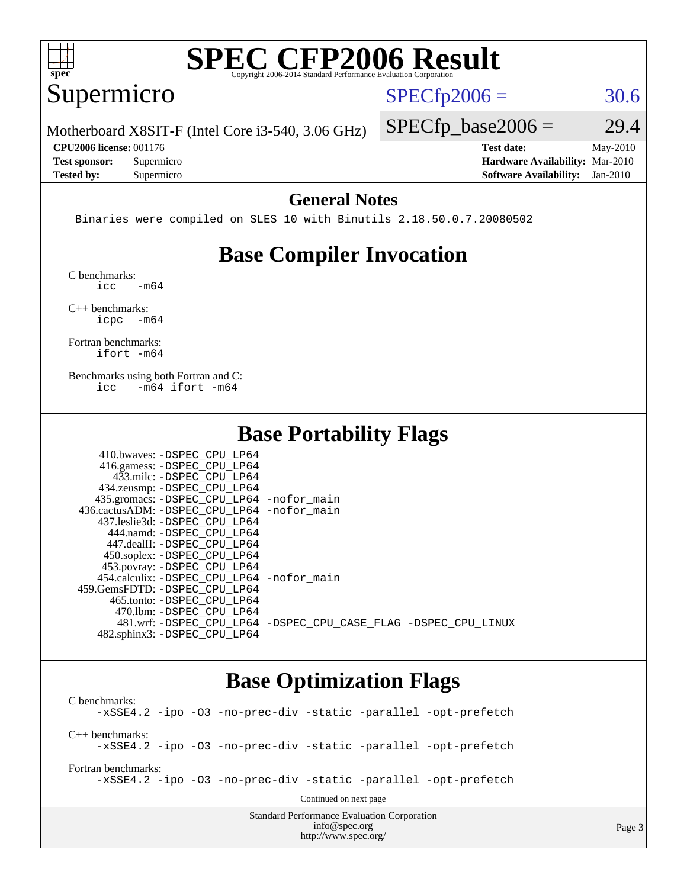# SPEC CFP2006 Result

Copyright 2006-2014 Standard Performance Evaluation Corporation

## Supermicro

Motherboard X8SIT-F (Intel Core i3-540, 3.06 GHz)

SPECfp2006 = 30.6

SPECfp_base2006 = 29.4

**CPU2006 license:** 001176
**Test sponsor:** Supermicro
**Tested by:** Supermicro

**Test date:** May-2010
**Hardware Availability:** Mar-2010
**Software Availability:** Jan-2010

## General Notes

```
Binaries were compiled on SLES 10 with Binutils 2.18.50.0.7.20080502
```

## Base Compiler Invocation

C benchmarks:
```
icc   -m64
```

C++ benchmarks:
```
icpc  -m64
```

Fortran benchmarks:
```
ifort -m64
```

Benchmarks using both Fortran and C:
```
icc   -m64 ifort -m64
```

## Base Portability Flags

```
   410.bwaves: -DSPEC_CPU_LP64
   416.gamess: -DSPEC_CPU_LP64
     433.milc: -DSPEC_CPU_LP64
   434.zeusmp: -DSPEC_CPU_LP64
  435.gromacs: -DSPEC_CPU_LP64 -nofor_main
 436.cactusADM: -DSPEC_CPU_LP64 -nofor_main
  437.leslie3d: -DSPEC_CPU_LP64
     444.namd: -DSPEC_CPU_LP64
   447.dealII: -DSPEC_CPU_LP64
   450.soplex: -DSPEC_CPU_LP64
   453.povray: -DSPEC_CPU_LP64
  454.calculix: -DSPEC_CPU_LP64 -nofor_main
 459.GemsFDTD: -DSPEC_CPU_LP64
    465.tonto: -DSPEC_CPU_LP64
      470.lbm: -DSPEC_CPU_LP64
      481.wrf: -DSPEC_CPU_LP64 -DSPEC_CPU_CASE_FLAG -DSPEC_CPU_LINUX
  482.sphinx3: -DSPEC_CPU_LP64
```

## Base Optimization Flags

C benchmarks:
```
-xSSE4.2 -ipo -O3 -no-prec-div -static -parallel -opt-prefetch
```

C++ benchmarks:
```
-xSSE4.2 -ipo -O3 -no-prec-div -static -parallel -opt-prefetch
```

Fortran benchmarks:
```
-xSSE4.2 -ipo -O3 -no-prec-div -static -parallel -opt-prefetch
```

Continued on next page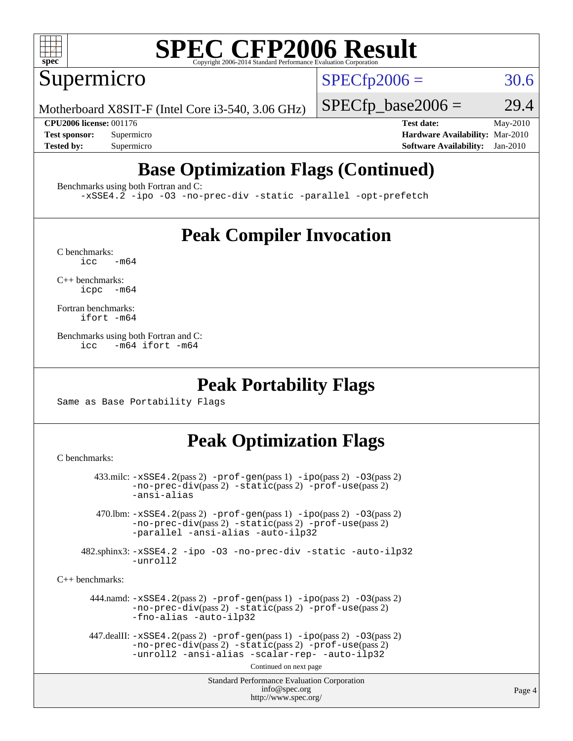# SPEC CFP2006 Result

Copyright 2006-2014 Standard Performance Evaluation Corporation

## Supermicro

Motherboard X8SIT-F (Intel Core i3-540, 3.06 GHz)

SPECfp2006 = 30.6

SPECfp_base2006 = 29.4

**CPU2006 license:** 001176
**Test sponsor:** Supermicro
**Tested by:** Supermicro

**Test date:** May-2010
**Hardware Availability:** Mar-2010
**Software Availability:** Jan-2010

## Base Optimization Flags (Continued)

Benchmarks using both Fortran and C:
```
-xSSE4.2 -ipo -O3 -no-prec-div -static -parallel -opt-prefetch
```

## Peak Compiler Invocation

C benchmarks:
```
icc   -m64
```

C++ benchmarks:
```
icpc  -m64
```

Fortran benchmarks:
```
ifort -m64
```

Benchmarks using both Fortran and C:
```
icc   -m64 ifort -m64
```

## Peak Portability Flags

Same as Base Portability Flags

## Peak Optimization Flags

C benchmarks:

433.milc: -xSSE4.2(pass 2) -prof-gen(pass 1) -ipo(pass 2) -O3(pass 2) -no-prec-div(pass 2) -static(pass 2) -prof-use(pass 2) -ansi-alias

470.lbm: -xSSE4.2(pass 2) -prof-gen(pass 1) -ipo(pass 2) -O3(pass 2) -no-prec-div(pass 2) -static(pass 2) -prof-use(pass 2) -parallel -ansi-alias -auto-ilp32

482.sphinx3: -xSSE4.2 -ipo -O3 -no-prec-div -static -auto-ilp32 -unroll2

C++ benchmarks:

444.namd: -xSSE4.2(pass 2) -prof-gen(pass 1) -ipo(pass 2) -O3(pass 2) -no-prec-div(pass 2) -static(pass 2) -prof-use(pass 2) -fno-alias -auto-ilp32

447.dealII: -xSSE4.2(pass 2) -prof-gen(pass 1) -ipo(pass 2) -O3(pass 2) -no-prec-div(pass 2) -static(pass 2) -prof-use(pass 2) -unroll2 -ansi-alias -scalar-rep- -auto-ilp32

Continued on next page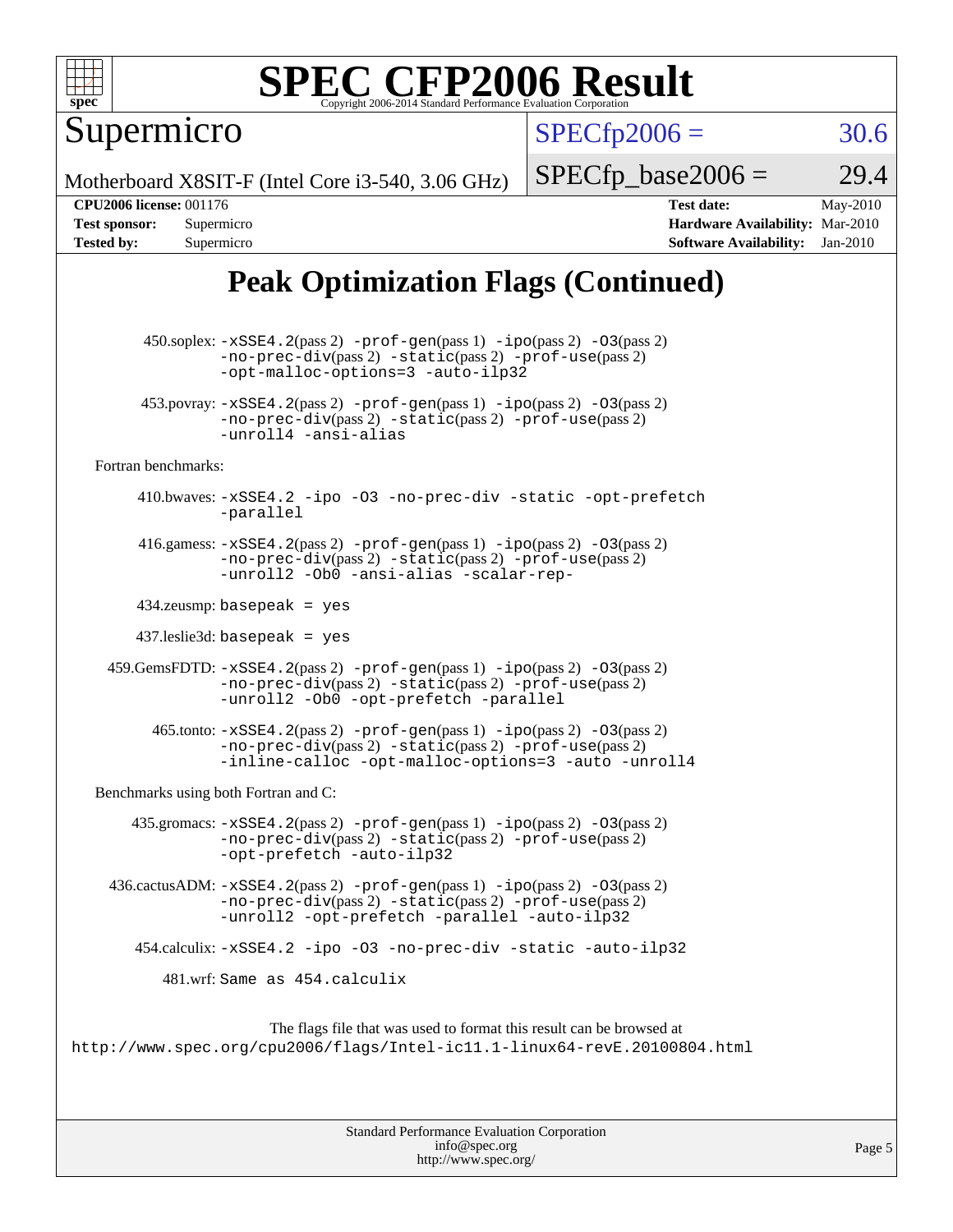# Peak Optimization Flags (Continued)

450.soplex: -xSSE4.2(pass 2) -prof-gen(pass 1) -ipo(pass 2) -O3(pass 2) -no-prec-div(pass 2) -static(pass 2) -prof-use(pass 2) -opt-malloc-options=3 -auto-ilp32

453.povray: -xSSE4.2(pass 2) -prof-gen(pass 1) -ipo(pass 2) -O3(pass 2) -no-prec-div(pass 2) -static(pass 2) -prof-use(pass 2) -unroll4 -ansi-alias

Fortran benchmarks:

410.bwaves: -xSSE4.2 -ipo -O3 -no-prec-div -static -opt-prefetch -parallel

416.gamess: -xSSE4.2(pass 2) -prof-gen(pass 1) -ipo(pass 2) -O3(pass 2) -no-prec-div(pass 2) -static(pass 2) -prof-use(pass 2) -unroll2 -Ob0 -ansi-alias -scalar-rep-

434.zeusmp: basepeak = yes

437.leslie3d: basepeak = yes

459.GemsFDTD: -xSSE4.2(pass 2) -prof-gen(pass 1) -ipo(pass 2) -O3(pass 2) -no-prec-div(pass 2) -static(pass 2) -prof-use(pass 2) -unroll2 -Ob0 -opt-prefetch -parallel

465.tonto: -xSSE4.2(pass 2) -prof-gen(pass 1) -ipo(pass 2) -O3(pass 2) -no-prec-div(pass 2) -static(pass 2) -prof-use(pass 2) -inline-calloc -opt-malloc-options=3 -auto -unroll4

Benchmarks using both Fortran and C:

435.gromacs: -xSSE4.2(pass 2) -prof-gen(pass 1) -ipo(pass 2) -O3(pass 2) -no-prec-div(pass 2) -static(pass 2) -prof-use(pass 2) -opt-prefetch -auto-ilp32

436.cactusADM: -xSSE4.2(pass 2) -prof-gen(pass 1) -ipo(pass 2) -O3(pass 2) -no-prec-div(pass 2) -static(pass 2) -prof-use(pass 2) -unroll2 -opt-prefetch -parallel -auto-ilp32

454.calculix: -xSSE4.2 -ipo -O3 -no-prec-div -static -auto-ilp32

481.wrf: Same as 454.calculix

The flags file that was used to format this result can be browsed at
http://www.spec.org/cpu2006/flags/Intel-ic11.1-linux64-revE.20100804.html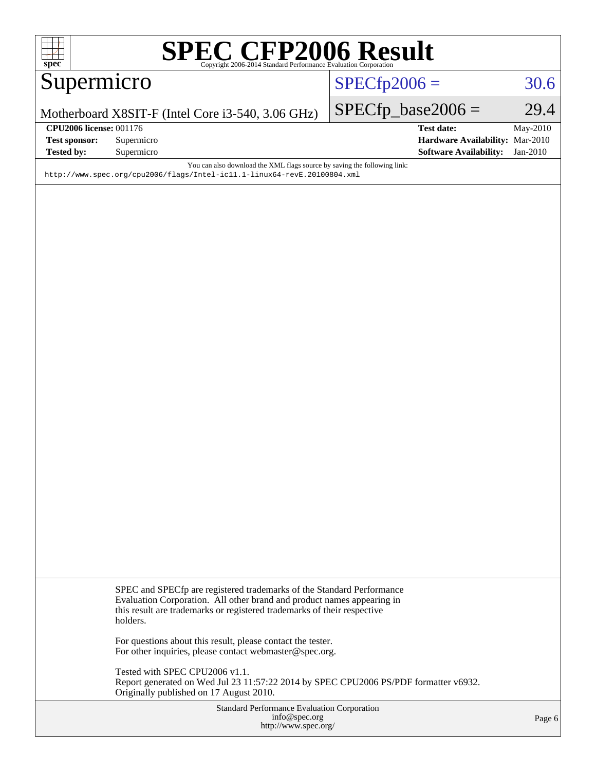SPEC and SPECfp are registered trademarks of the Standard Performance Evaluation Corporation. All other brand and product names appearing in this result are trademarks or registered trademarks of their respective holders.

For questions about this result, please contact the tester.
For other inquiries, please contact webmaster@spec.org.

Tested with SPEC CPU2006 v1.1.
Report generated on Wed Jul 23 11:57:22 2014 by SPEC CPU2006 PS/PDF formatter v6932.
Originally published on 17 August 2010.